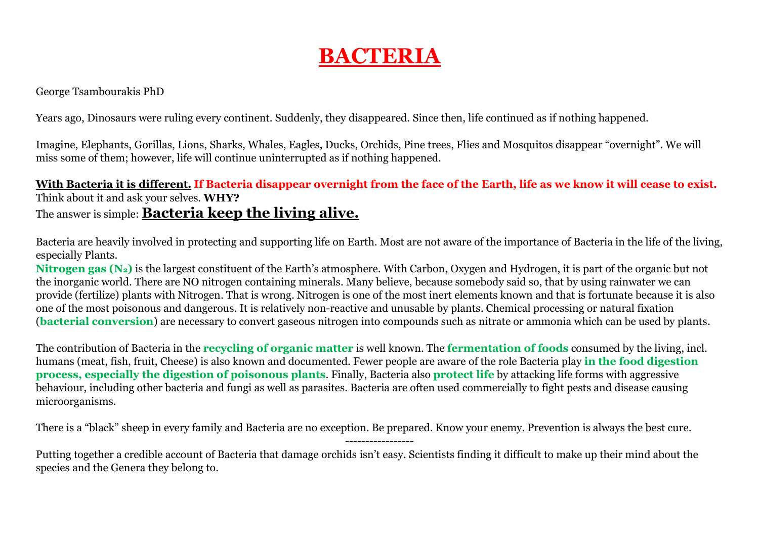# BACTERIA

George Tsambourakis PhD

Years ago, Dinosaurs were ruling every continent. Suddenly, they disappeared. Since then, life continued as if nothing happened.

Imagine, Elephants, Gorillas, Lions, Sharks, Whales, Eagles, Ducks, Orchids, Pine trees, Flies and Mosquitos disappear "overnight". We will miss some of them; however, life will continue uninterrupted as if nothing happened.

**With Bacteria it is different. If Bacteria disappear overnight from the face of the Earth, life as we know it will cease to exist.**
Think about it and ask your selves. **WHY?**
The answer is simple: **Bacteria keep the living alive.**

Bacteria are heavily involved in protecting and supporting life on Earth. Most are not aware of the importance of Bacteria in the life of the living, especially Plants.
**Nitrogen gas ($N_2$)** is the largest constituent of the Earth's atmosphere. With Carbon, Oxygen and Hydrogen, it is part of the organic but not the inorganic world. There are NO nitrogen containing minerals. Many believe, because somebody said so, that by using rainwater we can provide (fertilize) plants with Nitrogen. That is wrong. Nitrogen is one of the most inert elements known and that is fortunate because it is also one of the most poisonous and dangerous. It is relatively non-reactive and unusable by plants. Chemical processing or natural fixation (**bacterial conversion**) are necessary to convert gaseous nitrogen into compounds such as nitrate or ammonia which can be used by plants.

The contribution of Bacteria in the **recycling of organic matter** is well known. The **fermentation of foods** consumed by the living, incl. humans (meat, fish, fruit, Cheese) is also known and documented. Fewer people are aware of the role Bacteria play **in the food digestion process, especially the digestion of poisonous plants**. Finally, Bacteria also **protect life** by attacking life forms with aggressive behaviour, including other bacteria and fungi as well as parasites. Bacteria are often used commercially to fight pests and disease causing microorganisms.

There is a "black" sheep in every family and Bacteria are no exception. Be prepared. Know your enemy. Prevention is always the best cure.

-----------------

Putting together a credible account of Bacteria that damage orchids isn't easy. Scientists finding it difficult to make up their mind about the species and the Genera they belong to.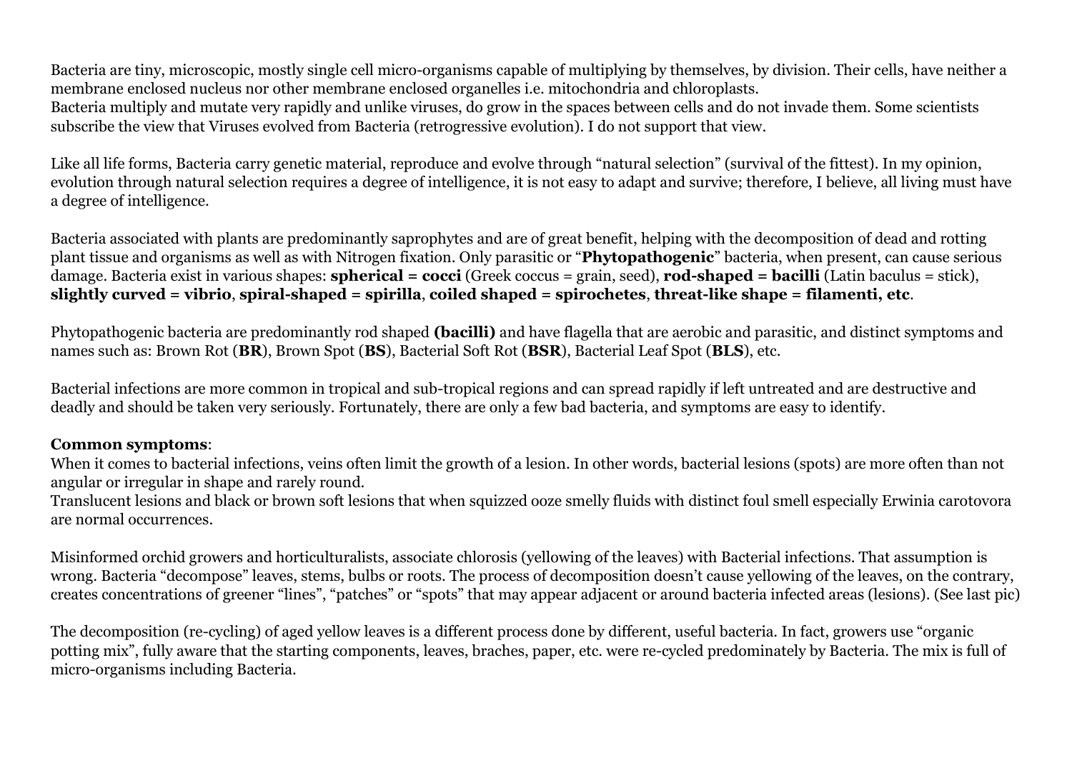Bacteria are tiny, microscopic, mostly single cell micro-organisms capable of multiplying by themselves, by division. Their cells, have neither a membrane enclosed nucleus nor other membrane enclosed organelles i.e. mitochondria and chloroplasts.
Bacteria multiply and mutate very rapidly and unlike viruses, do grow in the spaces between cells and do not invade them. Some scientists subscribe the view that Viruses evolved from Bacteria (retrogressive evolution). I do not support that view.

Like all life forms, Bacteria carry genetic material, reproduce and evolve through "natural selection" (survival of the fittest). In my opinion, evolution through natural selection requires a degree of intelligence, it is not easy to adapt and survive; therefore, I believe, all living must have a degree of intelligence.

Bacteria associated with plants are predominantly saprophytes and are of great benefit, helping with the decomposition of dead and rotting plant tissue and organisms as well as with Nitrogen fixation. Only parasitic or "**Phytopathogenic**" bacteria, when present, can cause serious damage. Bacteria exist in various shapes: **spherical = cocci** (Greek coccus = grain, seed), **rod-shaped = bacilli** (Latin baculus = stick), **slightly curved = vibrio**, **spiral-shaped = spirilla**, **coiled shaped = spirochetes**, **threat-like shape = filamenti, etc**.

Phytopathogenic bacteria are predominantly rod shaped **(bacilli)** and have flagella that are aerobic and parasitic, and distinct symptoms and names such as: Brown Rot (**BR**), Brown Spot (**BS**), Bacterial Soft Rot (**BSR**), Bacterial Leaf Spot (**BLS**), etc.

Bacterial infections are more common in tropical and sub-tropical regions and can spread rapidly if left untreated and are destructive and deadly and should be taken very seriously. Fortunately, there are only a few bad bacteria, and symptoms are easy to identify.

**Common symptoms**:
When it comes to bacterial infections, veins often limit the growth of a lesion. In other words, bacterial lesions (spots) are more often than not angular or irregular in shape and rarely round.
Translucent lesions and black or brown soft lesions that when squizzed ooze smelly fluids with distinct foul smell especially Erwinia carotovora are normal occurrences.

Misinformed orchid growers and horticulturalists, associate chlorosis (yellowing of the leaves) with Bacterial infections. That assumption is wrong. Bacteria "decompose" leaves, stems, bulbs or roots. The process of decomposition doesn't cause yellowing of the leaves, on the contrary, creates concentrations of greener "lines", "patches" or "spots" that may appear adjacent or around bacteria infected areas (lesions). (See last pic)

The decomposition (re-cycling) of aged yellow leaves is a different process done by different, useful bacteria. In fact, growers use "organic potting mix", fully aware that the starting components, leaves, braches, paper, etc. were re-cycled predominately by Bacteria. The mix is full of micro-organisms including Bacteria.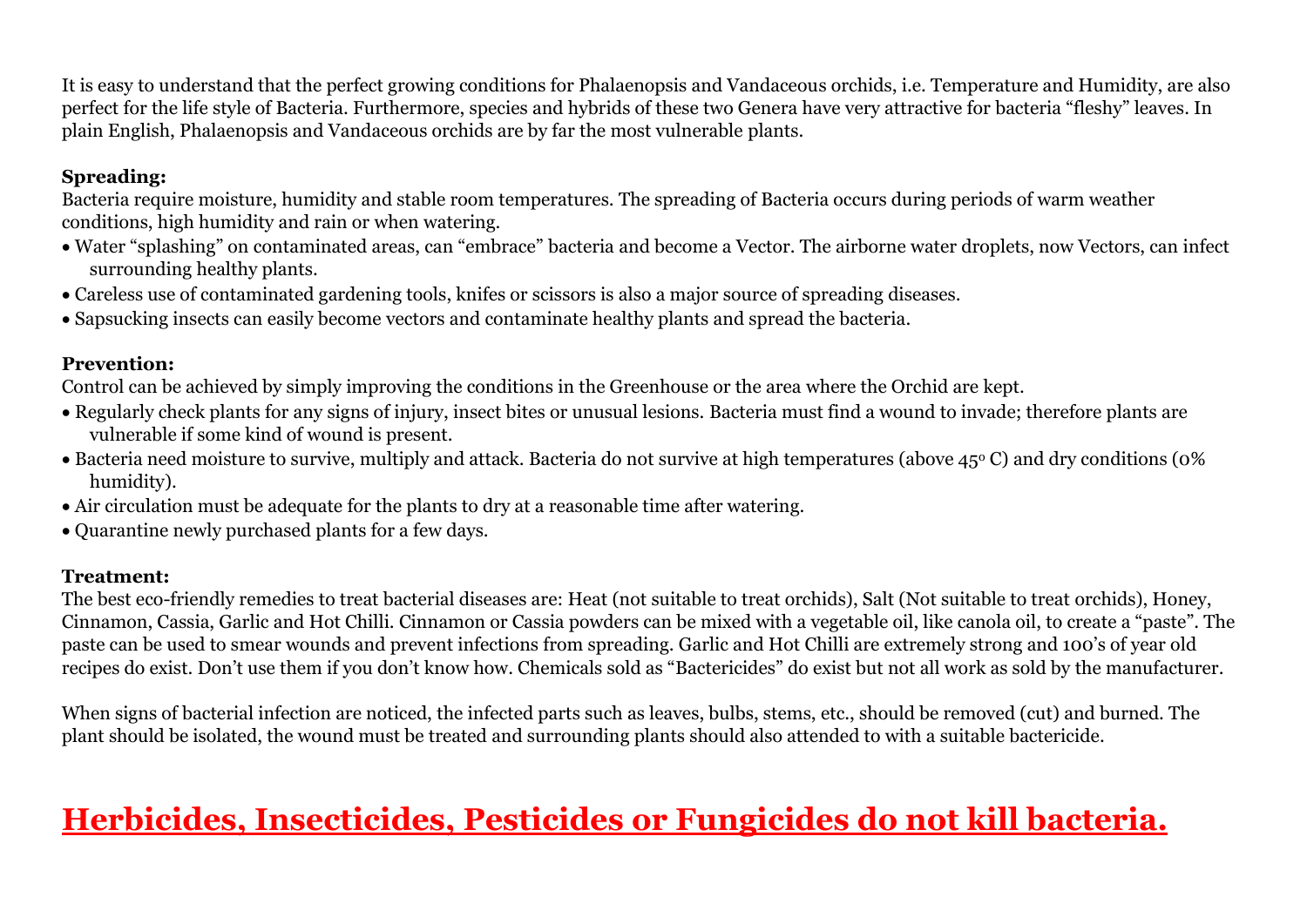It is easy to understand that the perfect growing conditions for Phalaenopsis and Vandaceous orchids, i.e. Temperature and Humidity, are also perfect for the life style of Bacteria. Furthermore, species and hybrids of these two Genera have very attractive for bacteria "fleshy" leaves. In plain English, Phalaenopsis and Vandaceous orchids are by far the most vulnerable plants.

**Spreading:**

Bacteria require moisture, humidity and stable room temperatures. The spreading of Bacteria occurs during periods of warm weather conditions, high humidity and rain or when watering.

- Water "splashing" on contaminated areas, can "embrace" bacteria and become a Vector. The airborne water droplets, now Vectors, can infect surrounding healthy plants.
- Careless use of contaminated gardening tools, knifes or scissors is also a major source of spreading diseases.
- Sapsucking insects can easily become vectors and contaminate healthy plants and spread the bacteria.

**Prevention:**

Control can be achieved by simply improving the conditions in the Greenhouse or the area where the Orchid are kept.

- Regularly check plants for any signs of injury, insect bites or unusual lesions. Bacteria must find a wound to invade; therefore plants are vulnerable if some kind of wound is present.
- Bacteria need moisture to survive, multiply and attack. Bacteria do not survive at high temperatures (above 45$^{o}$ C) and dry conditions (0% humidity).
- Air circulation must be adequate for the plants to dry at a reasonable time after watering.
- Quarantine newly purchased plants for a few days.

**Treatment:**

The best eco-friendly remedies to treat bacterial diseases are: Heat (not suitable to treat orchids), Salt (Not suitable to treat orchids), Honey, Cinnamon, Cassia, Garlic and Hot Chilli. Cinnamon or Cassia powders can be mixed with a vegetable oil, like canola oil, to create a "paste". The paste can be used to smear wounds and prevent infections from spreading. Garlic and Hot Chilli are extremely strong and 100's of year old recipes do exist. Don't use them if you don't know how. Chemicals sold as "Bactericides" do exist but not all work as sold by the manufacturer.

When signs of bacterial infection are noticed, the infected parts such as leaves, bulbs, stems, etc., should be removed (cut) and burned. The plant should be isolated, the wound must be treated and surrounding plants should also attended to with a suitable bactericide.

## Herbicides, Insecticides, Pesticides or Fungicides do not kill bacteria.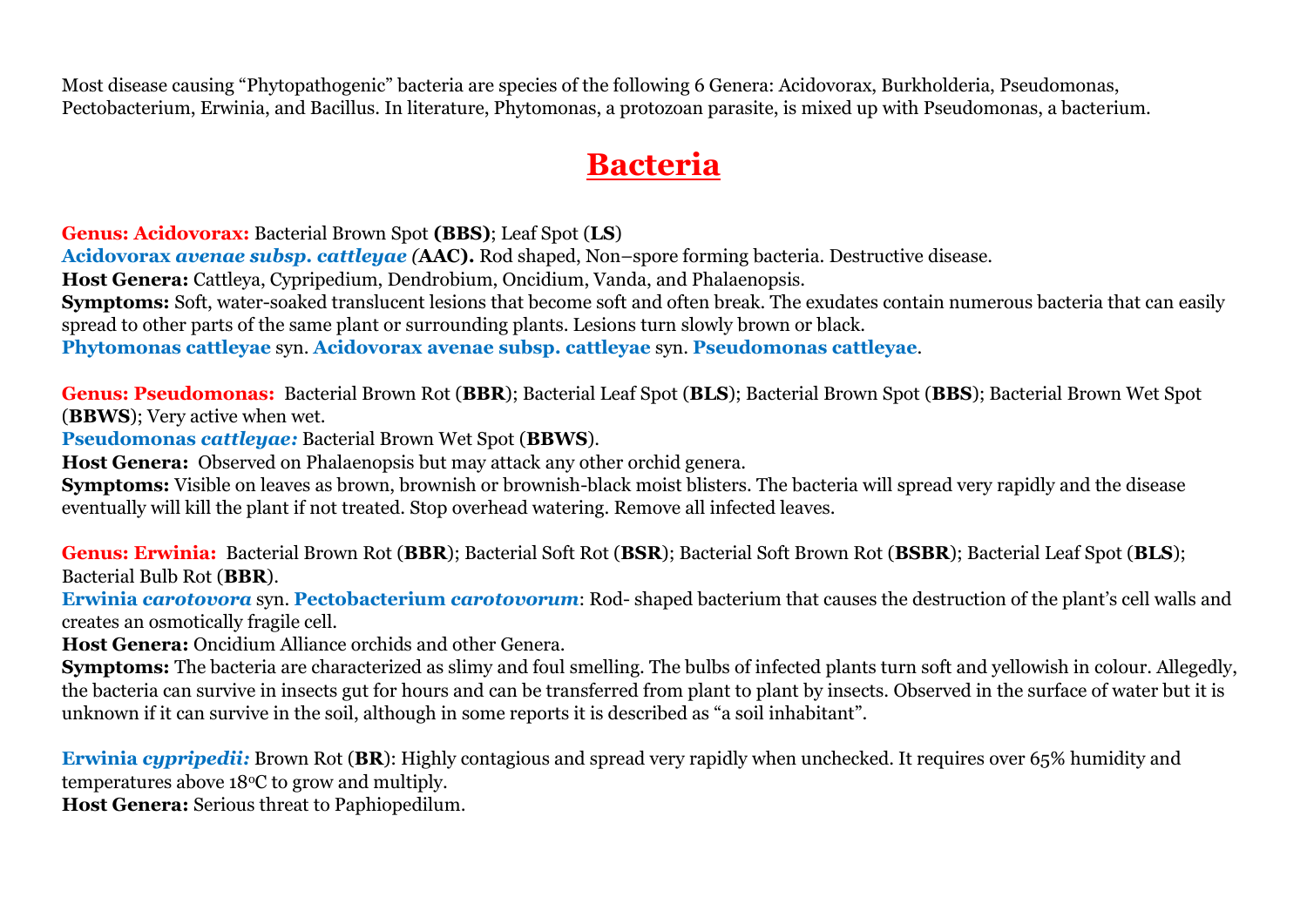Most disease causing “Phytopathogenic” bacteria are species of the following 6 Genera: Acidovorax, Burkholderia, Pseudomonas, Pectobacterium, Erwinia, and Bacillus. In literature, Phytomonas, a protozoan parasite, is mixed up with Pseudomonas, a bacterium.

# Bacteria

**Genus: Acidovorax:** Bacterial Brown Spot **(BBS)**; Leaf Spot (**LS**)
**Acidovorax *avenae subsp. cattleyae (*AAC).** Rod shaped, Non–spore forming bacteria. Destructive disease.
**Host Genera:** Cattleya, Cypripedium, Dendrobium, Oncidium, Vanda, and Phalaenopsis.
**Symptoms:** Soft, water-soaked translucent lesions that become soft and often break. The exudates contain numerous bacteria that can easily spread to other parts of the same plant or surrounding plants. Lesions turn slowly brown or black.
**Phytomonas cattleyae** syn. **Acidovorax avenae subsp. cattleyae** syn. **Pseudomonas cattleyae**.

**Genus: Pseudomonas:** Bacterial Brown Rot (**BBR**); Bacterial Leaf Spot (**BLS**); Bacterial Brown Spot (**BBS**); Bacterial Brown Wet Spot (**BBWS**); Very active when wet.
**Pseudomonas *cattleyae:*** Bacterial Brown Wet Spot (**BBWS**).
**Host Genera:** Observed on Phalaenopsis but may attack any other orchid genera.
**Symptoms:** Visible on leaves as brown, brownish or brownish-black moist blisters. The bacteria will spread very rapidly and the disease eventually will kill the plant if not treated. Stop overhead watering. Remove all infected leaves.

**Genus: Erwinia:** Bacterial Brown Rot (**BBR**); Bacterial Soft Rot (**BSR**); Bacterial Soft Brown Rot (**BSBR**); Bacterial Leaf Spot (**BLS**); Bacterial Bulb Rot (**BBR**).
**Erwinia *carotovora*** syn. **Pectobacterium *carotovorum***: Rod- shaped bacterium that causes the destruction of the plant’s cell walls and creates an osmotically fragile cell.
**Host Genera:** Oncidium Alliance orchids and other Genera.
**Symptoms:** The bacteria are characterized as slimy and foul smelling. The bulbs of infected plants turn soft and yellowish in colour. Allegedly, the bacteria can survive in insects gut for hours and can be transferred from plant to plant by insects. Observed in the surface of water but it is unknown if it can survive in the soil, although in some reports it is described as “a soil inhabitant”.

**Erwinia *cypripedii:*** Brown Rot (**BR**): Highly contagious and spread very rapidly when unchecked. It requires over 65% humidity and temperatures above 18°C to grow and multiply.
**Host Genera:** Serious threat to Paphiopedilum.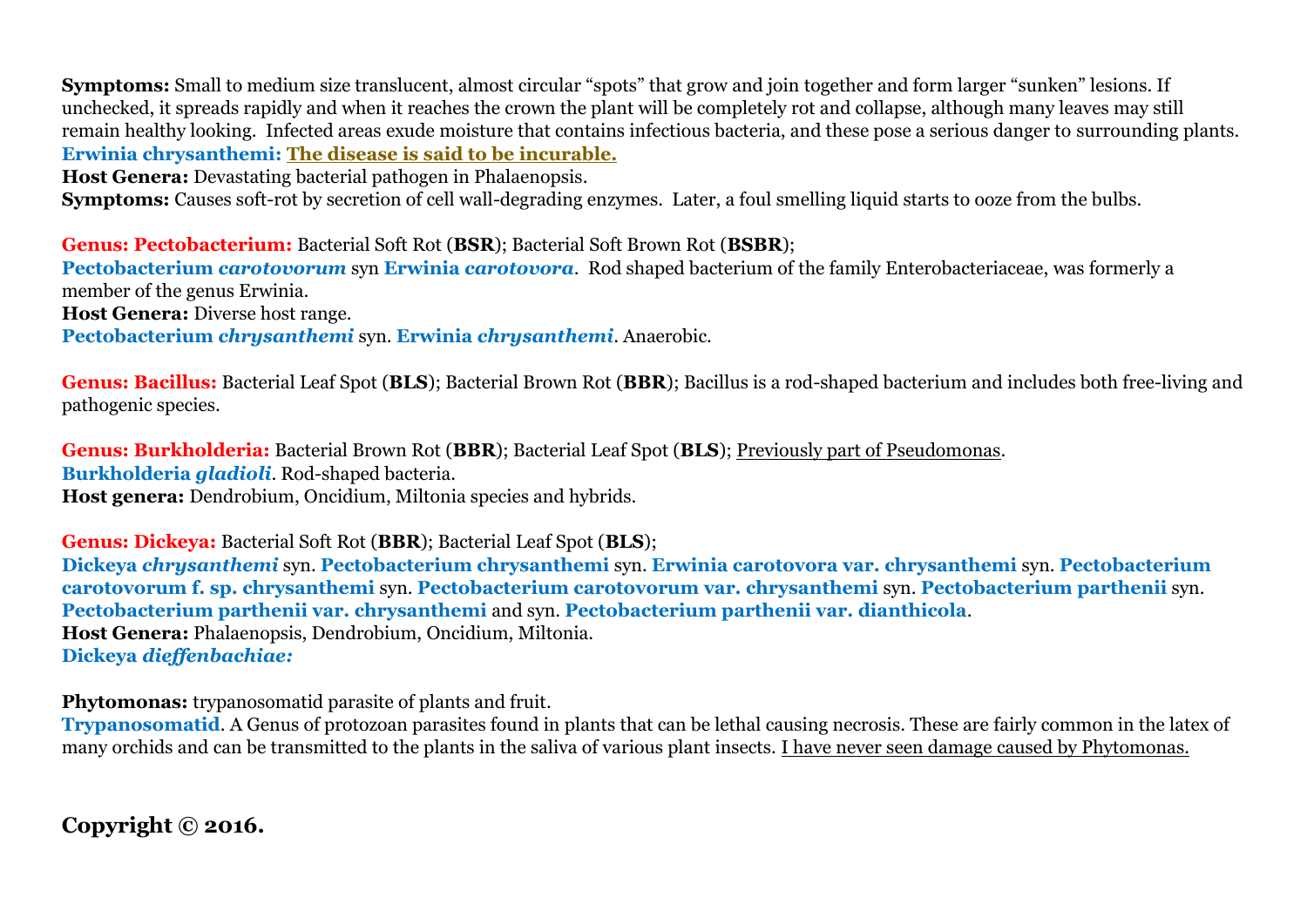**Symptoms:** Small to medium size translucent, almost circular "spots" that grow and join together and form larger "sunken" lesions. If unchecked, it spreads rapidly and when it reaches the crown the plant will be completely rot and collapse, although many leaves may still remain healthy looking. Infected areas exude moisture that contains infectious bacteria, and these pose a serious danger to surrounding plants.

**Erwinia chrysanthemi:** **The disease is said to be incurable.**

**Host Genera:** Devastating bacterial pathogen in Phalaenopsis.

**Symptoms:** Causes soft-rot by secretion of cell wall-degrading enzymes. Later, a foul smelling liquid starts to ooze from the bulbs.

**Genus: Pectobacterium:** Bacterial Soft Rot (**BSR**); Bacterial Soft Brown Rot (**BSBR**);

**Pectobacterium *carotovorum*** syn **Erwinia *carotovora***. Rod shaped bacterium of the family Enterobacteriaceae, was formerly a member of the genus Erwinia.

**Host Genera:** Diverse host range.

**Pectobacterium *chrysanthemi*** syn. **Erwinia *chrysanthemi***. Anaerobic.

**Genus: Bacillus:** Bacterial Leaf Spot (**BLS**); Bacterial Brown Rot (**BBR**); Bacillus is a rod-shaped bacterium and includes both free-living and pathogenic species.

**Genus: Burkholderia:** Bacterial Brown Rot (**BBR**); Bacterial Leaf Spot (**BLS**); Previously part of Pseudomonas.

**Burkholderia *gladioli***. Rod-shaped bacteria.

**Host genera:** Dendrobium, Oncidium, Miltonia species and hybrids.

**Genus: Dickeya:** Bacterial Soft Rot (**BBR**); Bacterial Leaf Spot (**BLS**);

**Dickeya *chrysanthemi*** syn. **Pectobacterium chrysanthemi** syn. **Erwinia carotovora var. chrysanthemi** syn. **Pectobacterium carotovorum f. sp. chrysanthemi** syn. **Pectobacterium carotovorum var. chrysanthemi** syn. **Pectobacterium parthenii** syn. **Pectobacterium parthenii var. chrysanthemi** and syn. **Pectobacterium parthenii var. dianthicola**.

**Host Genera:** Phalaenopsis, Dendrobium, Oncidium, Miltonia.

**Dickeya *dieffenbachiae:***

**Phytomonas:** trypanosomatid parasite of plants and fruit.

**Trypanosomatid**. A Genus of protozoan parasites found in plants that can be lethal causing necrosis. These are fairly common in the latex of many orchids and can be transmitted to the plants in the saliva of various plant insects. I have never seen damage caused by Phytomonas.

**Copyright © 2016.**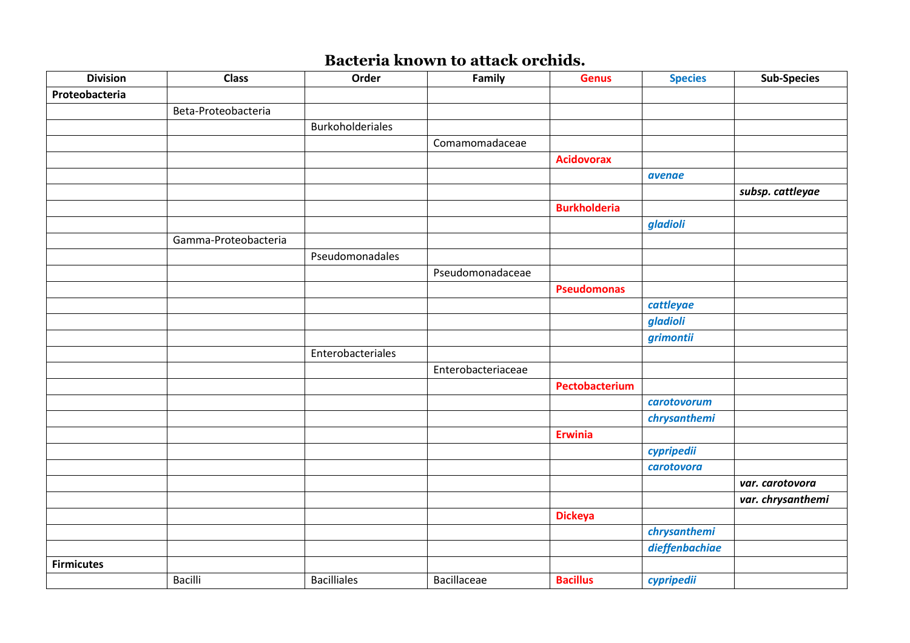# Bacteria known to attack orchids.

| Division | Class | Order | Family | Genus | Species | Sub-Species |
|---|---|---|---|---|---|---|
| **Proteobacteria** | | | | | | |
| | Beta-Proteobacteria | | | | | |
| | | Burkoholderiales | | | | |
| | | | Comamomadaceae | | | |
| | | | | **Acidovorax** | | |
| | | | | | ***avenae*** | |
| | | | | | | ***subsp. cattleyae*** |
| | | | | **Burkholderia** | | |
| | | | | | ***gladioli*** | |
| | Gamma-Proteobacteria | | | | | |
| | | Pseudomonadales | | | | |
| | | | Pseudomonadaceae | | | |
| | | | | **Pseudomonas** | | |
| | | | | | ***cattleyae*** | |
| | | | | | ***gladioli*** | |
| | | | | | ***grimontii*** | |
| | | Enterobacteriales | | | | |
| | | | Enterobacteriaceae | | | |
| | | | | **Pectobacterium** | | |
| | | | | | ***carotovorum*** | |
| | | | | | ***chrysanthemi*** | |
| | | | | **Erwinia** | | |
| | | | | | ***cypripedii*** | |
| | | | | | ***carotovora*** | |
| | | | | | | ***var. carotovora*** |
| | | | | | | ***var. chrysanthemi*** |
| | | | | **Dickeya** | | |
| | | | | | ***chrysanthemi*** | |
| | | | | | ***dieffenbachiae*** | |
| **Firmicutes** | | | | | | |
| | Bacilli | Bacilliales | Bacillaceae | **Bacillus** | ***cypripedii*** | |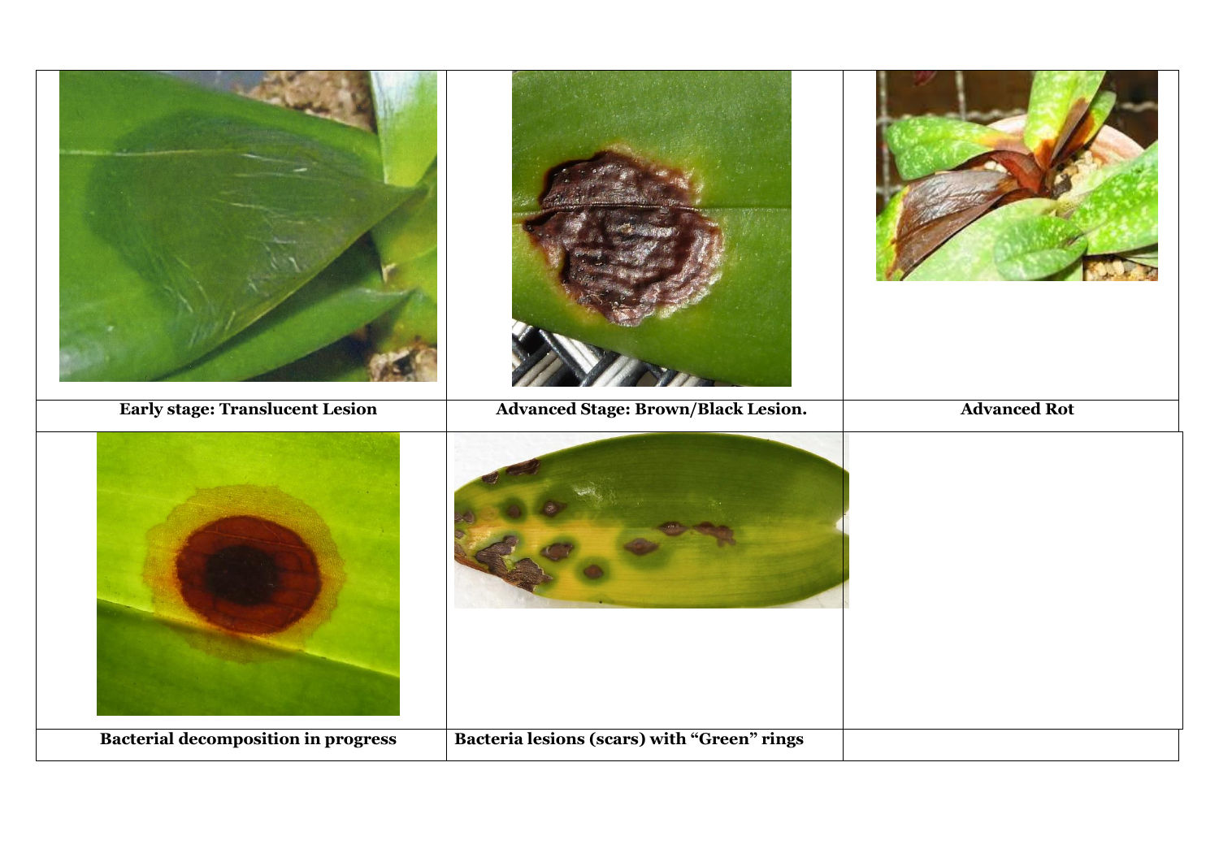| | | |
|---|---|---|
| **Early stage: Translucent Lesion** | **Advanced Stage: Brown/Black Lesion.** | **Advanced Rot** |
| **Bacterial decomposition in progress** | **Bacteria lesions (scars) with "Green" rings** | |